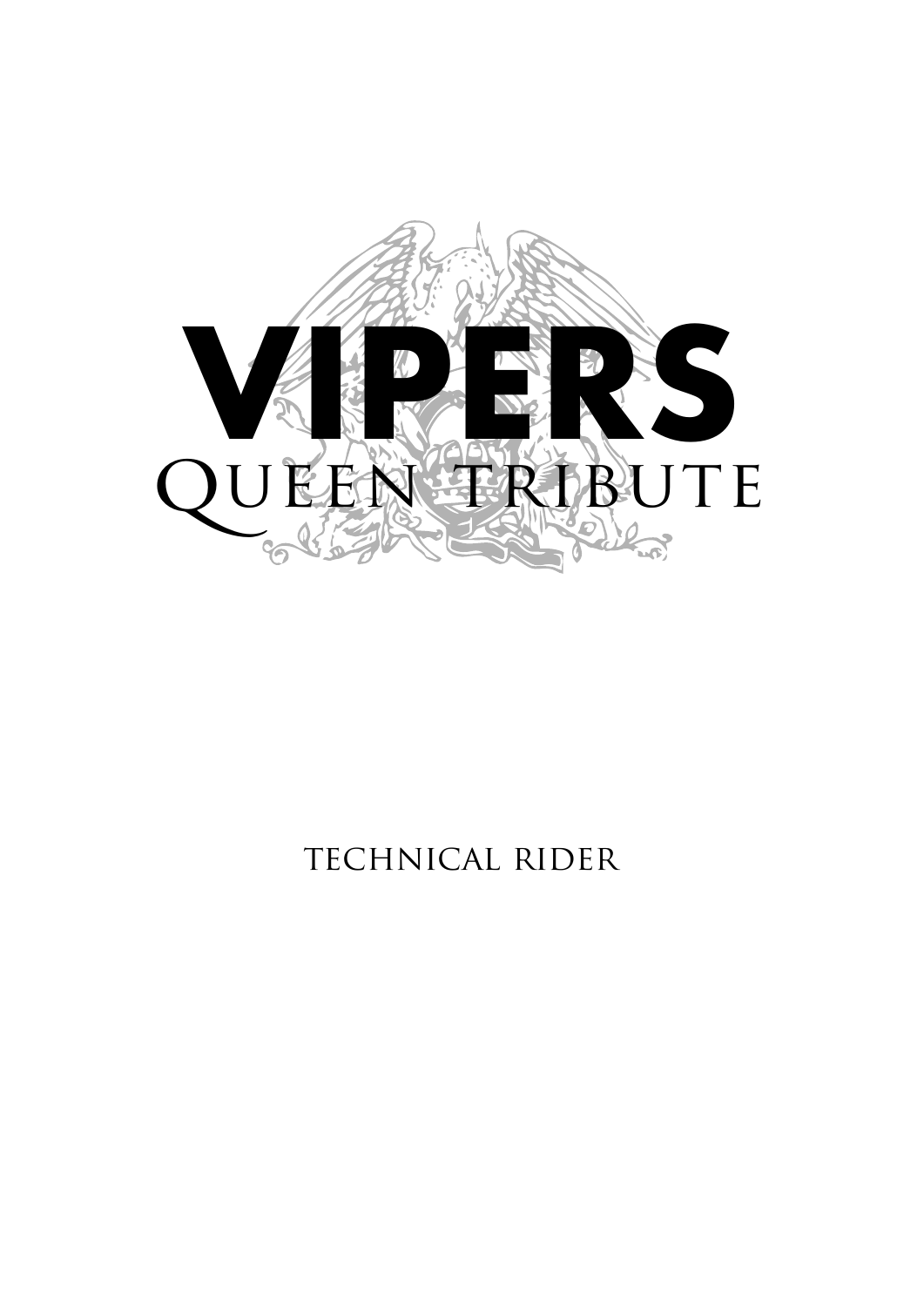# VIPERS

## Queen Tribute

TECHNICAL RIDER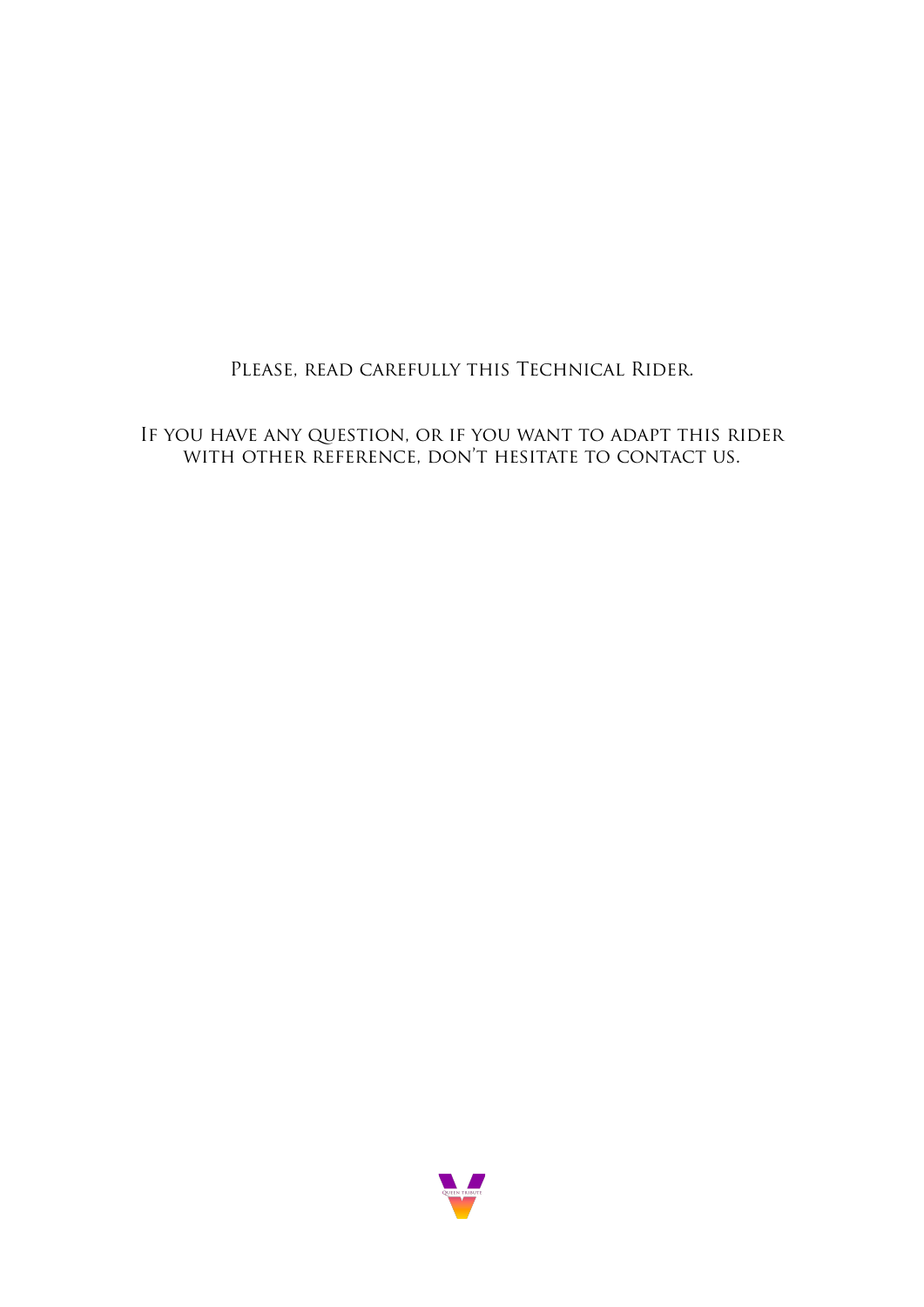Please, read carefully this Technical Rider.

If you have any question, or if you want to adapt this rider with other reference, don't hesitate to contact us.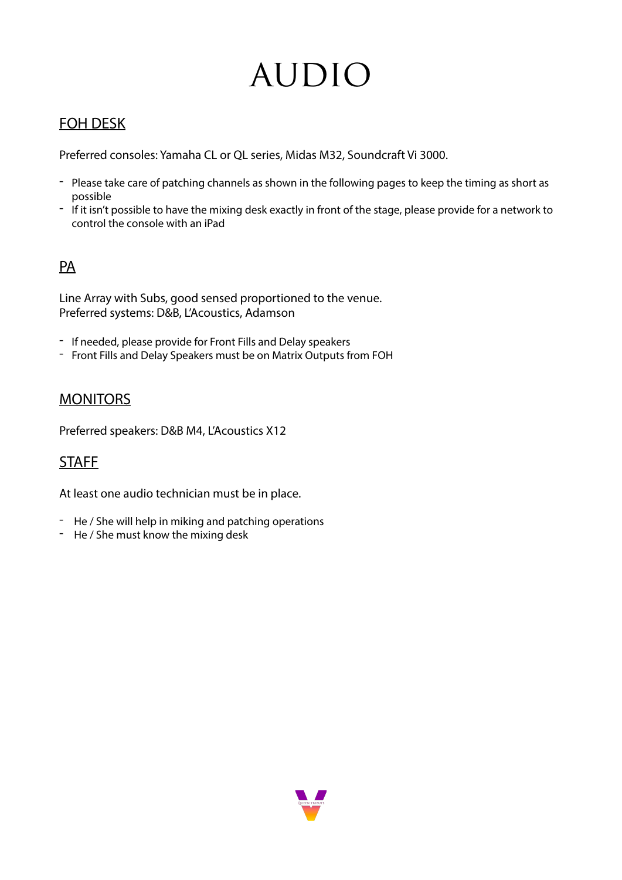# AUDIO

## FOH DESK

Preferred consoles: Yamaha CL or QL series, Midas M32, Soundcraft Vi 3000.

- Please take care of patching channels as shown in the following pages to keep the timing as short as possible
- If it isn't possible to have the mixing desk exactly in front of the stage, please provide for a network to control the console with an iPad

## PA

Line Array with Subs, good sensed proportioned to the venue.
Preferred systems: D&B, L'Acoustics, Adamson

- If needed, please provide for Front Fills and Delay speakers
- Front Fills and Delay Speakers must be on Matrix Outputs from FOH

## MONITORS

Preferred speakers: D&B M4, L'Acoustics X12

## STAFF

At least one audio technician must be in place.

- He / She will help in miking and patching operations
- He / She must know the mixing desk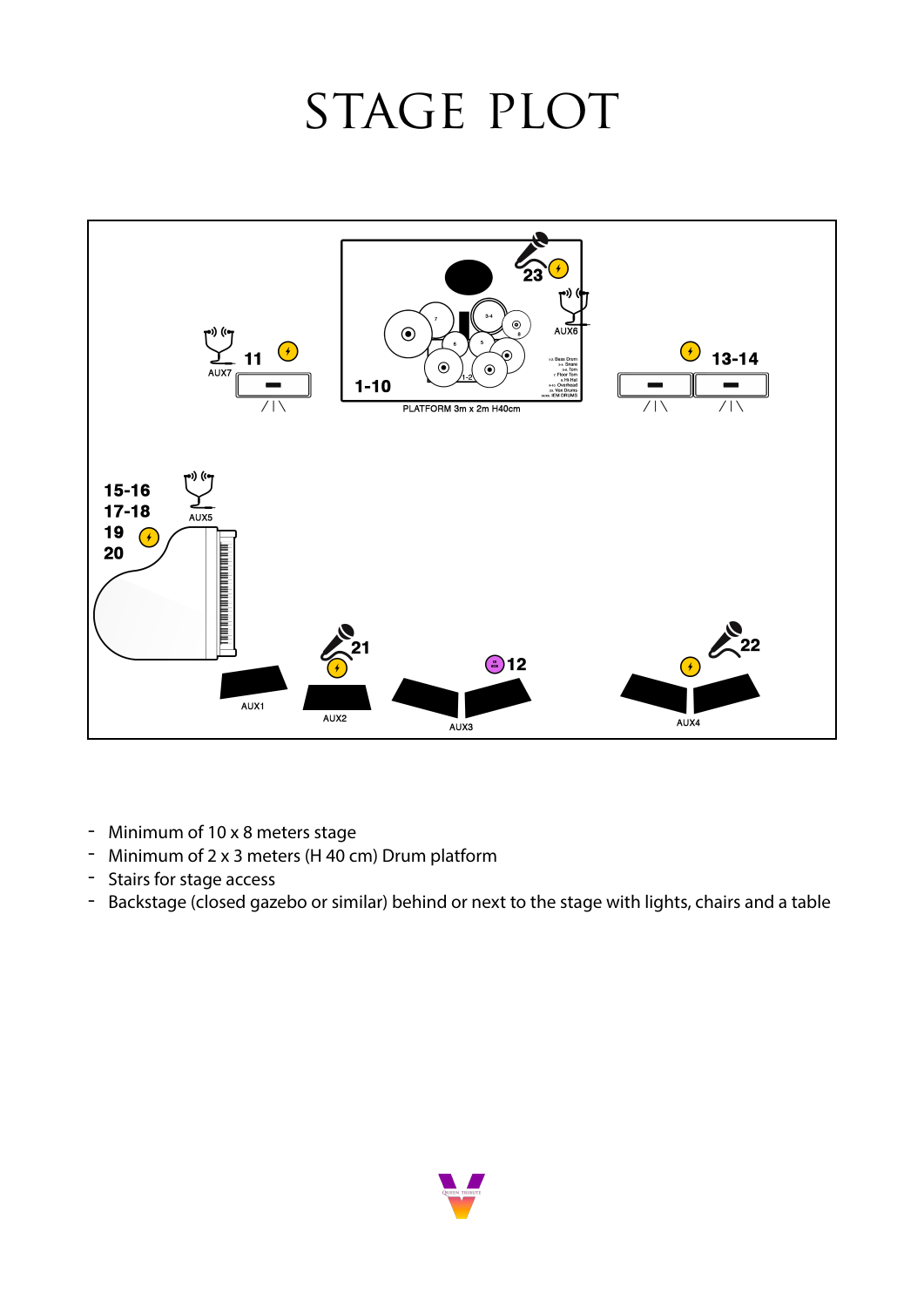# STAGE PLOT

- Minimum of 10 x 8 meters stage
- Minimum of 2 x 3 meters (H 40 cm) Drum platform
- Stairs for stage access
- Backstage (closed gazebo or similar) behind or next to the stage with lights, chairs and a table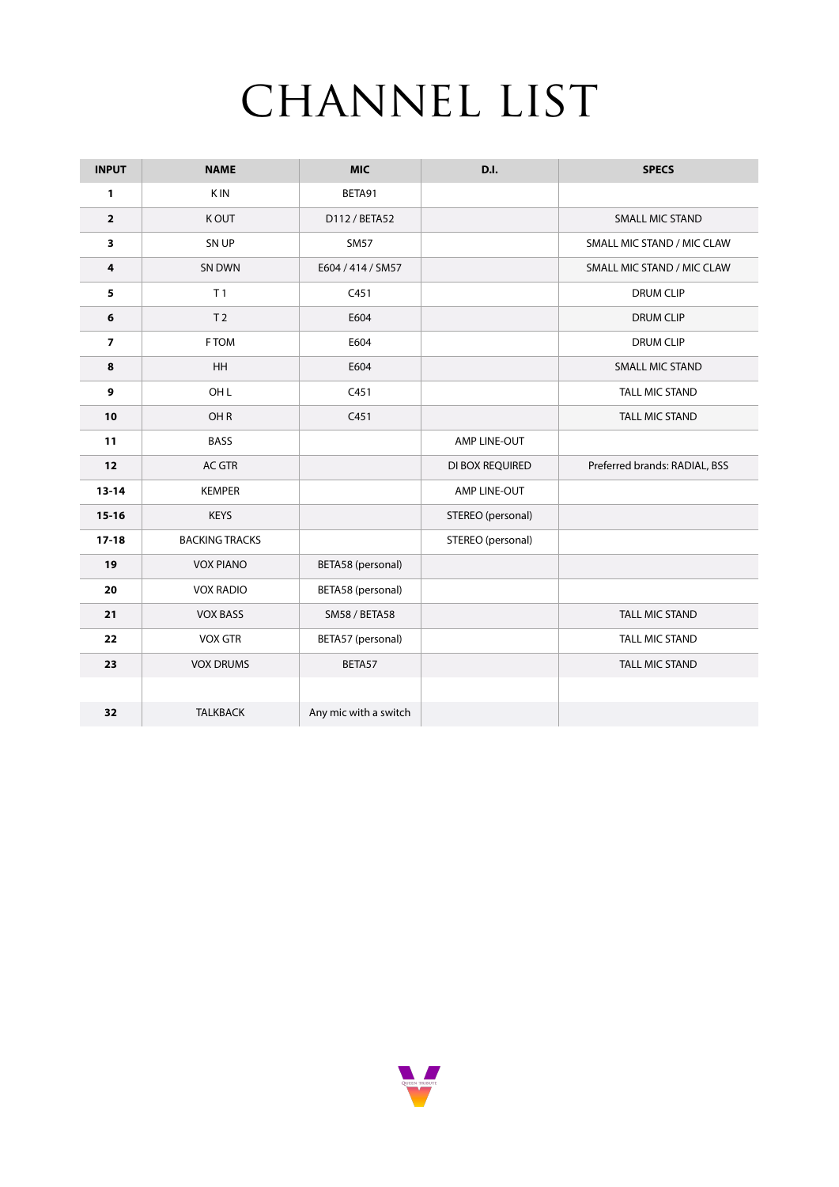# CHANNEL LIST

| INPUT | NAME | MIC | D.I. | SPECS |
|---|---|---|---|---|
| **1** | K IN | BETA91 | | |
| **2** | K OUT | D112 / BETA52 | | SMALL MIC STAND |
| **3** | SN UP | SM57 | | SMALL MIC STAND / MIC CLAW |
| **4** | SN DWN | E604 / 414 / SM57 | | SMALL MIC STAND / MIC CLAW |
| **5** | T 1 | C451 | | DRUM CLIP |
| **6** | T 2 | E604 | | DRUM CLIP |
| **7** | F TOM | E604 | | DRUM CLIP |
| **8** | HH | E604 | | SMALL MIC STAND |
| **9** | OH L | C451 | | TALL MIC STAND |
| **10** | OH R | C451 | | TALL MIC STAND |
| **11** | BASS | | AMP LINE-OUT | |
| **12** | AC GTR | | DI BOX REQUIRED | Preferred brands: RADIAL, BSS |
| **13-14** | KEMPER | | AMP LINE-OUT | |
| **15-16** | KEYS | | STEREO (personal) | |
| **17-18** | BACKING TRACKS | | STEREO (personal) | |
| **19** | VOX PIANO | BETA58 (personal) | | |
| **20** | VOX RADIO | BETA58 (personal) | | |
| **21** | VOX BASS | SM58 / BETA58 | | TALL MIC STAND |
| **22** | VOX GTR | BETA57 (personal) | | TALL MIC STAND |
| **23** | VOX DRUMS | BETA57 | | TALL MIC STAND |
| | | | | |
| **32** | TALKBACK | Any mic with a switch | | |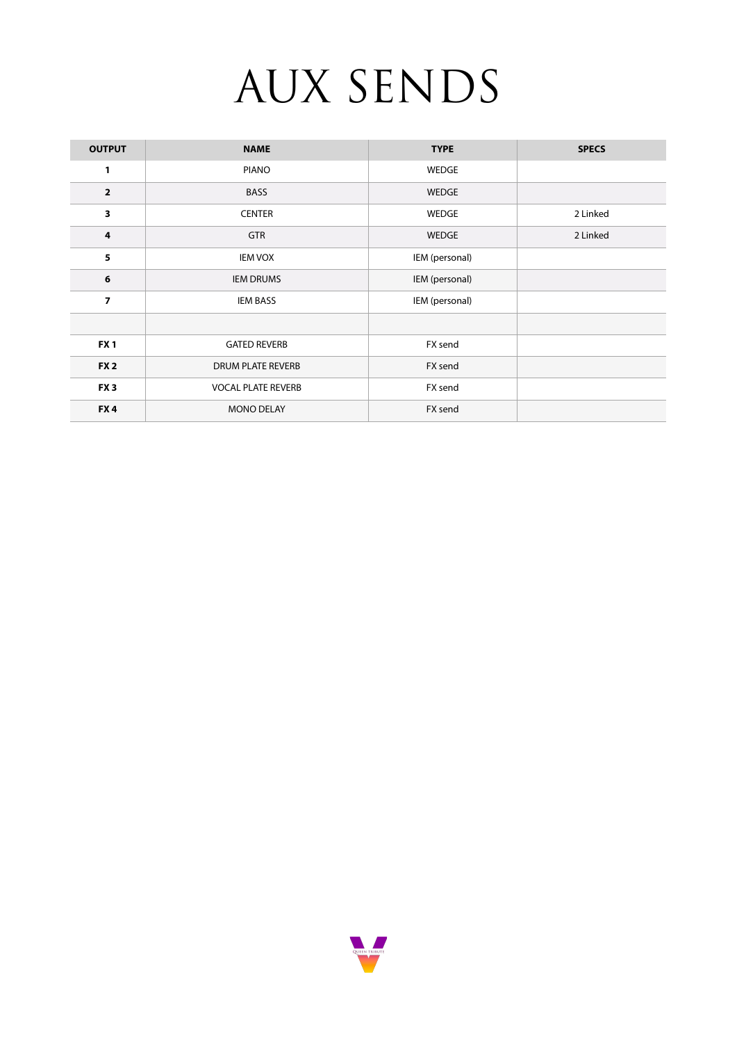# AUX SENDS

| OUTPUT | NAME | TYPE | SPECS |
|---|---|---|---|
| 1 | PIANO | WEDGE | |
| 2 | BASS | WEDGE | |
| 3 | CENTER | WEDGE | 2 Linked |
| 4 | GTR | WEDGE | 2 Linked |
| 5 | IEM VOX | IEM (personal) | |
| 6 | IEM DRUMS | IEM (personal) | |
| 7 | IEM BASS | IEM (personal) | |
| | | | |
| FX 1 | GATED REVERB | FX send | |
| FX 2 | DRUM PLATE REVERB | FX send | |
| FX 3 | VOCAL PLATE REVERB | FX send | |
| FX 4 | MONO DELAY | FX send | |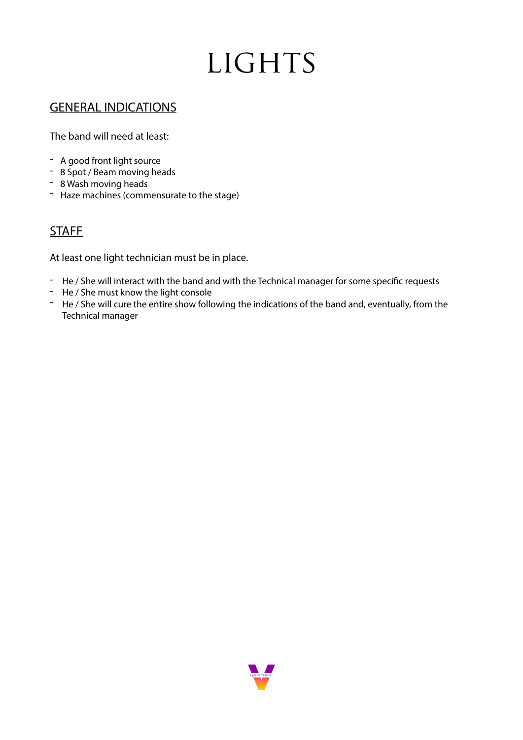# LIGHTS

## GENERAL INDICATIONS

The band will need at least:

- A good front light source
- 8 Spot / Beam moving heads
- 8 Wash moving heads
- Haze machines (commensurate to the stage)

## STAFF

At least one light technician must be in place.

- He / She will interact with the band and with the Technical manager for some specific requests
- He / She must know the light console
- He / She will cure the entire show following the indications of the band and, eventually, from the Technical manager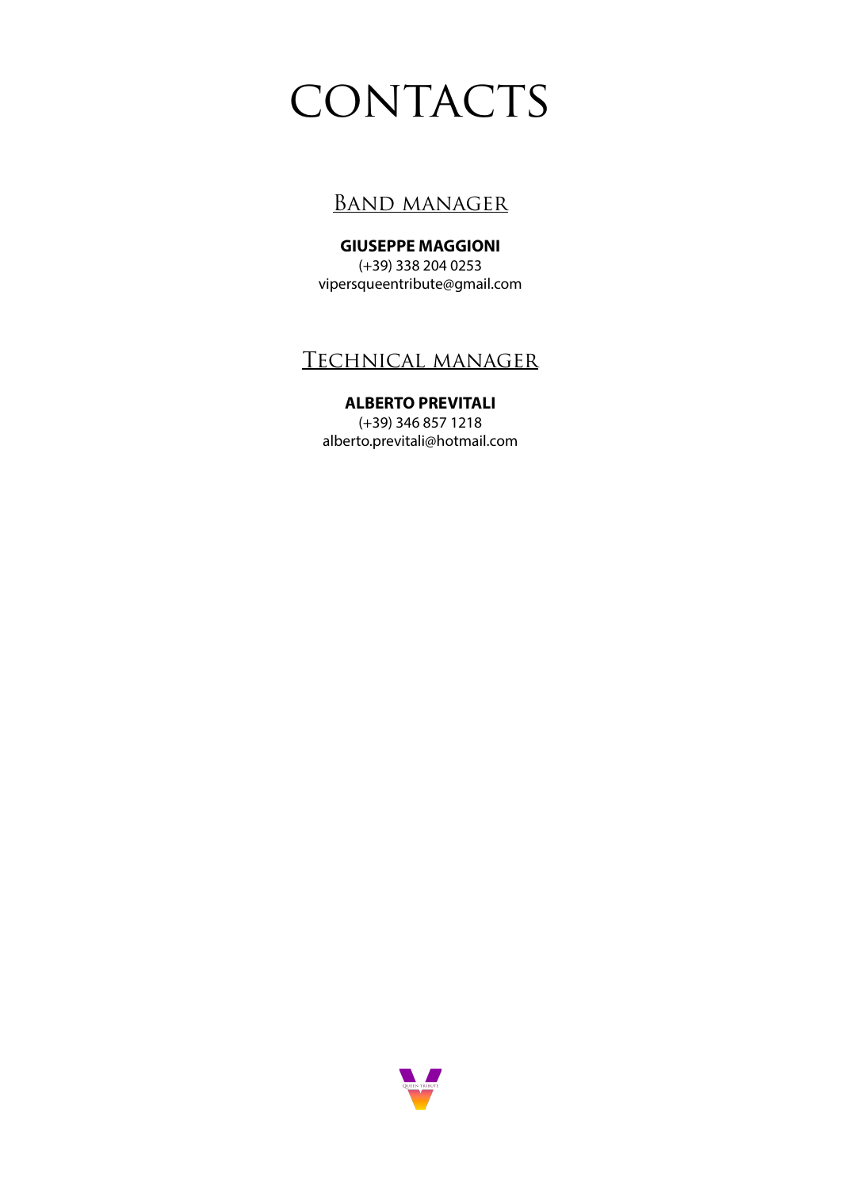# CONTACTS

## Band manager

**GIUSEPPE MAGGIONI**
(+39) 338 204 0253
vipersqueentribute@gmail.com

## Technical manager

**ALBERTO PREVITALI**
(+39) 346 857 1218
alberto.previtali@hotmail.com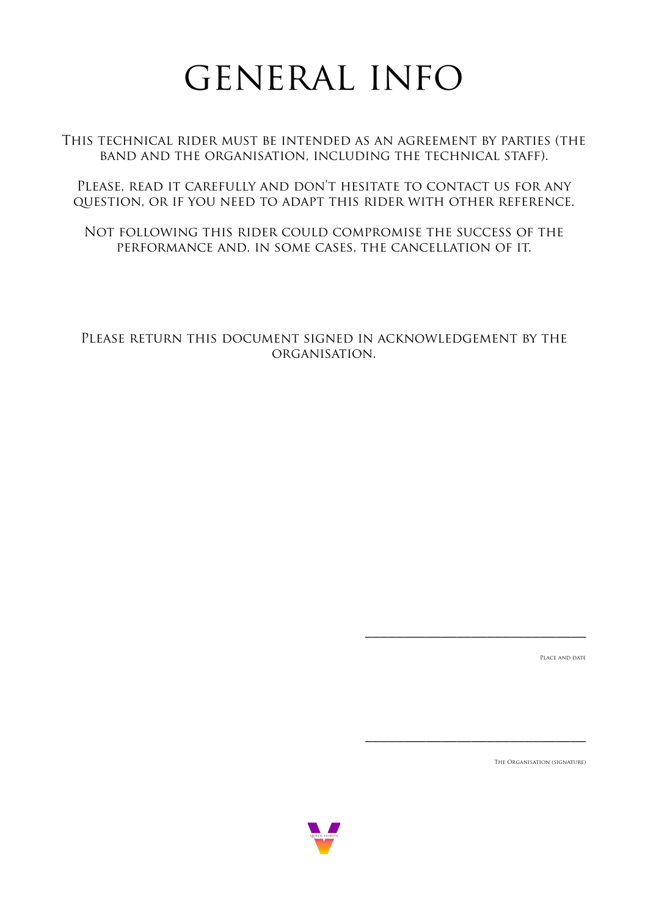# GENERAL INFO

This technical rider must be intended as an agreement by parties (the band and the organisation, including the technical staff).

Please, read it carefully and don't hesitate to contact us for any question, or if you need to adapt this rider with other reference.

Not following this rider could compromise the success of the performance and, in some cases, the cancellation of it.

Please return this document signed in acknowledgement by the organisation.

\_\_\_\_\_\_\_\_\_\_\_\_\_\_\_\_\_\_\_\_\_\_\_\_\_\_\_\_\_\_\_\_\_\_\_\_

Place and date

\_\_\_\_\_\_\_\_\_\_\_\_\_\_\_\_\_\_\_\_\_\_\_\_\_\_\_\_\_\_\_\_\_\_\_\_

The Organisation (signature)

Queen Tribute